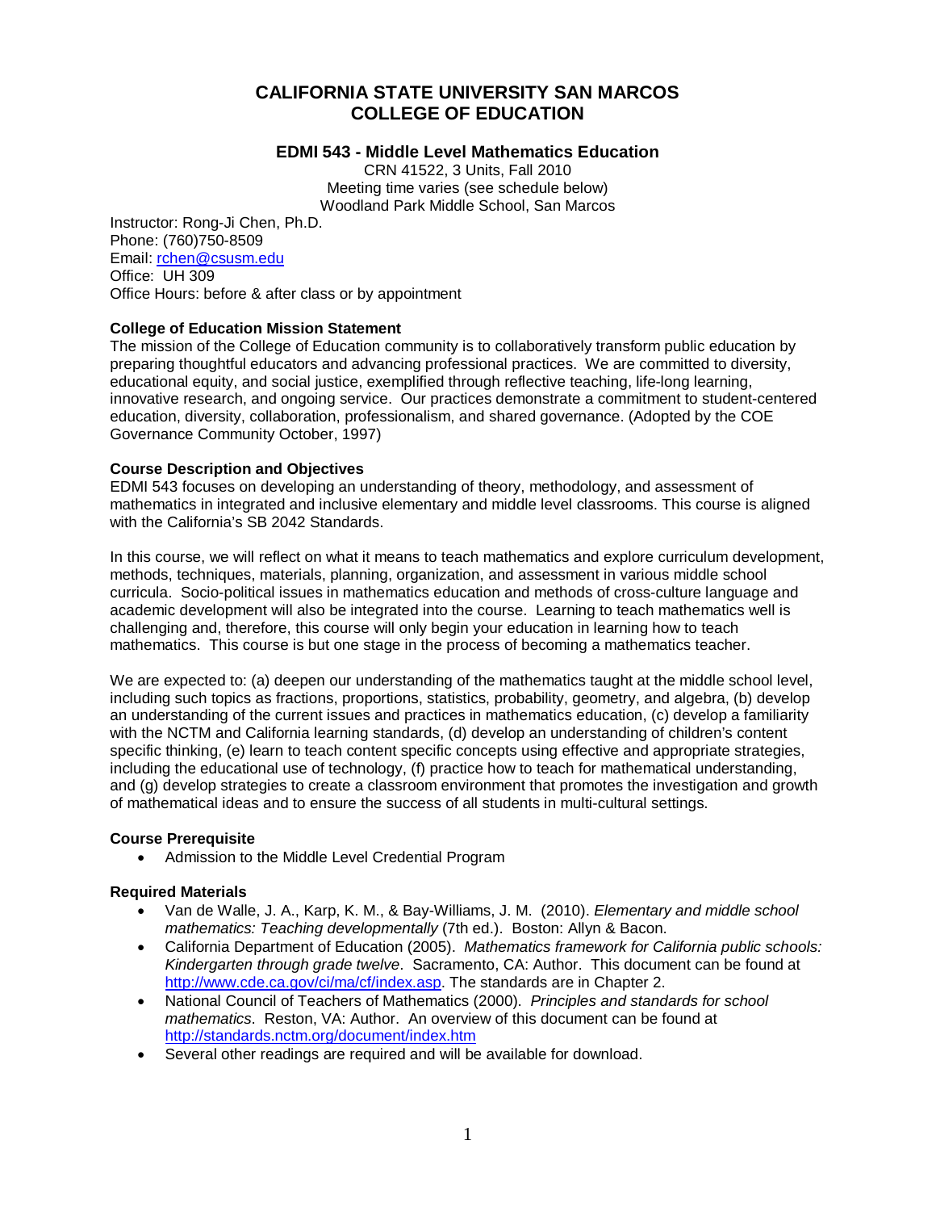# CALIFORNIA STATE UNIVERSITY SAN MARCOS
# COLLEGE OF EDUCATION

### EDMI 543 - Middle Level Mathematics Education

CRN 41522, 3 Units, Fall 2010
Meeting time varies (see schedule below)
Woodland Park Middle School, San Marcos

Instructor: Rong-Ji Chen, Ph.D.
Phone: (760)750-8509
Email: rchen@csusm.edu
Office: UH 309
Office Hours: before & after class or by appointment

**College of Education Mission Statement**

The mission of the College of Education community is to collaboratively transform public education by preparing thoughtful educators and advancing professional practices. We are committed to diversity, educational equity, and social justice, exemplified through reflective teaching, life-long learning, innovative research, and ongoing service. Our practices demonstrate a commitment to student-centered education, diversity, collaboration, professionalism, and shared governance. (Adopted by the COE Governance Community October, 1997)

**Course Description and Objectives**

EDMI 543 focuses on developing an understanding of theory, methodology, and assessment of mathematics in integrated and inclusive elementary and middle level classrooms. This course is aligned with the California's SB 2042 Standards.

In this course, we will reflect on what it means to teach mathematics and explore curriculum development, methods, techniques, materials, planning, organization, and assessment in various middle school curricula. Socio-political issues in mathematics education and methods of cross-culture language and academic development will also be integrated into the course. Learning to teach mathematics well is challenging and, therefore, this course will only begin your education in learning how to teach mathematics. This course is but one stage in the process of becoming a mathematics teacher.

We are expected to: (a) deepen our understanding of the mathematics taught at the middle school level, including such topics as fractions, proportions, statistics, probability, geometry, and algebra, (b) develop an understanding of the current issues and practices in mathematics education, (c) develop a familiarity with the NCTM and California learning standards, (d) develop an understanding of children's content specific thinking, (e) learn to teach content specific concepts using effective and appropriate strategies, including the educational use of technology, (f) practice how to teach for mathematical understanding, and (g) develop strategies to create a classroom environment that promotes the investigation and growth of mathematical ideas and to ensure the success of all students in multi-cultural settings.

**Course Prerequisite**

- Admission to the Middle Level Credential Program

**Required Materials**

- Van de Walle, J. A., Karp, K. M., & Bay-Williams, J. M. (2010). *Elementary and middle school mathematics: Teaching developmentally* (7th ed.). Boston: Allyn & Bacon.
- California Department of Education (2005). *Mathematics framework for California public schools: Kindergarten through grade twelve*. Sacramento, CA: Author. This document can be found at http://www.cde.ca.gov/ci/ma/cf/index.asp. The standards are in Chapter 2.
- National Council of Teachers of Mathematics (2000). *Principles and standards for school mathematics*. Reston, VA: Author. An overview of this document can be found at http://standards.nctm.org/document/index.htm
- Several other readings are required and will be available for download.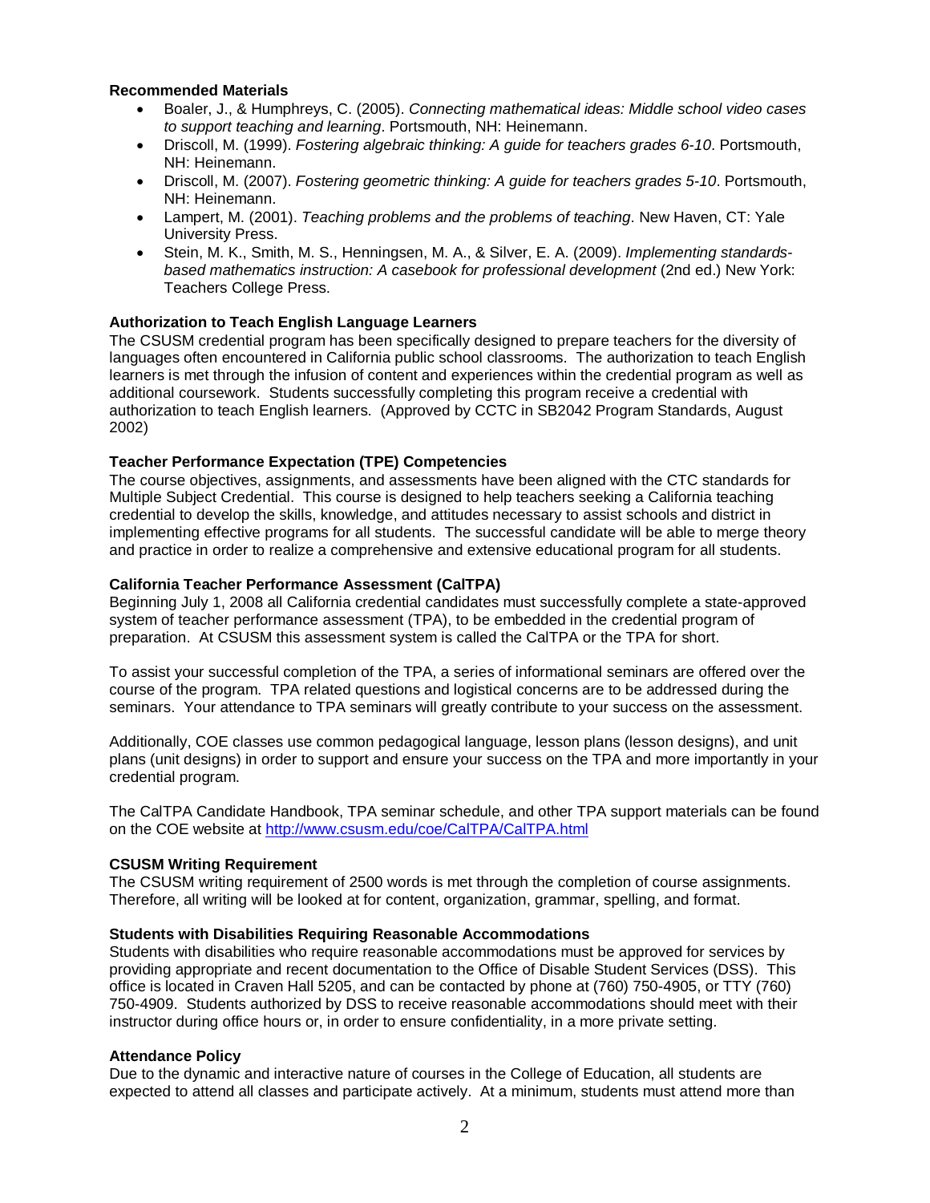**Recommended Materials**

- Boaler, J., & Humphreys, C. (2005). *Connecting mathematical ideas: Middle school video cases to support teaching and learning*. Portsmouth, NH: Heinemann.
- Driscoll, M. (1999). *Fostering algebraic thinking: A guide for teachers grades 6-10*. Portsmouth, NH: Heinemann.
- Driscoll, M. (2007). *Fostering geometric thinking: A guide for teachers grades 5-10*. Portsmouth, NH: Heinemann.
- Lampert, M. (2001). *Teaching problems and the problems of teaching*. New Haven, CT: Yale University Press.
- Stein, M. K., Smith, M. S., Henningsen, M. A., & Silver, E. A. (2009). *Implementing standards-based mathematics instruction: A casebook for professional development* (2nd ed.) New York: Teachers College Press.

**Authorization to Teach English Language Learners**

The CSUSM credential program has been specifically designed to prepare teachers for the diversity of languages often encountered in California public school classrooms. The authorization to teach English learners is met through the infusion of content and experiences within the credential program as well as additional coursework. Students successfully completing this program receive a credential with authorization to teach English learners. (Approved by CCTC in SB2042 Program Standards, August 2002)

**Teacher Performance Expectation (TPE) Competencies**

The course objectives, assignments, and assessments have been aligned with the CTC standards for Multiple Subject Credential. This course is designed to help teachers seeking a California teaching credential to develop the skills, knowledge, and attitudes necessary to assist schools and district in implementing effective programs for all students. The successful candidate will be able to merge theory and practice in order to realize a comprehensive and extensive educational program for all students.

**California Teacher Performance Assessment (CalTPA)**

Beginning July 1, 2008 all California credential candidates must successfully complete a state-approved system of teacher performance assessment (TPA), to be embedded in the credential program of preparation. At CSUSM this assessment system is called the CalTPA or the TPA for short.

To assist your successful completion of the TPA, a series of informational seminars are offered over the course of the program. TPA related questions and logistical concerns are to be addressed during the seminars. Your attendance to TPA seminars will greatly contribute to your success on the assessment.

Additionally, COE classes use common pedagogical language, lesson plans (lesson designs), and unit plans (unit designs) in order to support and ensure your success on the TPA and more importantly in your credential program.

The CalTPA Candidate Handbook, TPA seminar schedule, and other TPA support materials can be found on the COE website at http://www.csusm.edu/coe/CalTPA/CalTPA.html

**CSUSM Writing Requirement**

The CSUSM writing requirement of 2500 words is met through the completion of course assignments. Therefore, all writing will be looked at for content, organization, grammar, spelling, and format.

**Students with Disabilities Requiring Reasonable Accommodations**

Students with disabilities who require reasonable accommodations must be approved for services by providing appropriate and recent documentation to the Office of Disable Student Services (DSS). This office is located in Craven Hall 5205, and can be contacted by phone at (760) 750-4905, or TTY (760) 750-4909. Students authorized by DSS to receive reasonable accommodations should meet with their instructor during office hours or, in order to ensure confidentiality, in a more private setting.

**Attendance Policy**

Due to the dynamic and interactive nature of courses in the College of Education, all students are expected to attend all classes and participate actively. At a minimum, students must attend more than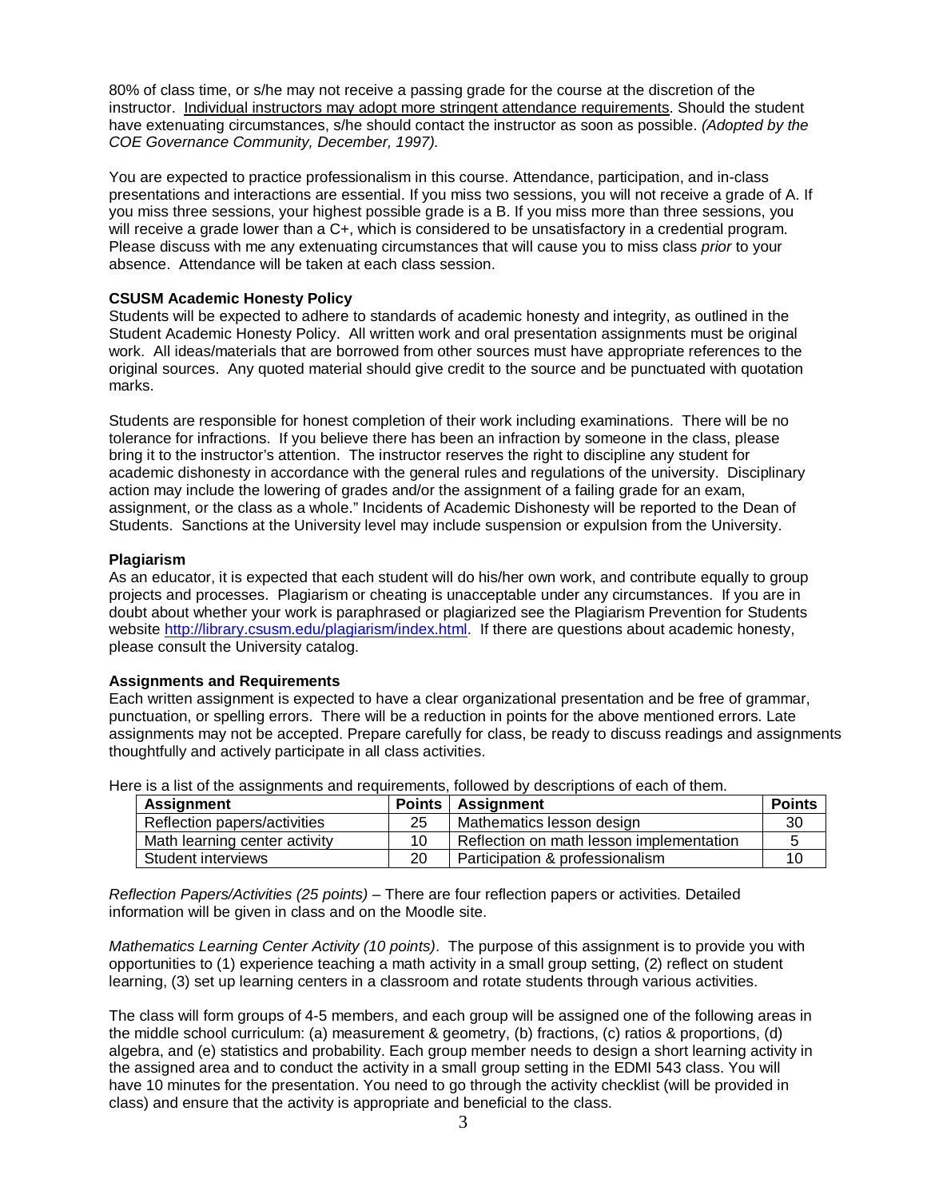80% of class time, or s/he may not receive a passing grade for the course at the discretion of the instructor. Individual instructors may adopt more stringent attendance requirements. Should the student have extenuating circumstances, s/he should contact the instructor as soon as possible. *(Adopted by the COE Governance Community, December, 1997).*

You are expected to practice professionalism in this course. Attendance, participation, and in-class presentations and interactions are essential. If you miss two sessions, you will not receive a grade of A. If you miss three sessions, your highest possible grade is a B. If you miss more than three sessions, you will receive a grade lower than a C+, which is considered to be unsatisfactory in a credential program. Please discuss with me any extenuating circumstances that will cause you to miss class *prior* to your absence. Attendance will be taken at each class session.

**CSUSM Academic Honesty Policy**

Students will be expected to adhere to standards of academic honesty and integrity, as outlined in the Student Academic Honesty Policy. All written work and oral presentation assignments must be original work. All ideas/materials that are borrowed from other sources must have appropriate references to the original sources. Any quoted material should give credit to the source and be punctuated with quotation marks.

Students are responsible for honest completion of their work including examinations. There will be no tolerance for infractions. If you believe there has been an infraction by someone in the class, please bring it to the instructor's attention. The instructor reserves the right to discipline any student for academic dishonesty in accordance with the general rules and regulations of the university. Disciplinary action may include the lowering of grades and/or the assignment of a failing grade for an exam, assignment, or the class as a whole." Incidents of Academic Dishonesty will be reported to the Dean of Students. Sanctions at the University level may include suspension or expulsion from the University.

**Plagiarism**

As an educator, it is expected that each student will do his/her own work, and contribute equally to group projects and processes. Plagiarism or cheating is unacceptable under any circumstances. If you are in doubt about whether your work is paraphrased or plagiarized see the Plagiarism Prevention for Students website http://library.csusm.edu/plagiarism/index.html. If there are questions about academic honesty, please consult the University catalog.

**Assignments and Requirements**

Each written assignment is expected to have a clear organizational presentation and be free of grammar, punctuation, or spelling errors. There will be a reduction in points for the above mentioned errors. Late assignments may not be accepted. Prepare carefully for class, be ready to discuss readings and assignments thoughtfully and actively participate in all class activities.

Here is a list of the assignments and requirements, followed by descriptions of each of them.

| Assignment | Points | Assignment | Points |
|---|---|---|---|
| Reflection papers/activities | 25 | Mathematics lesson design | 30 |
| Math learning center activity | 10 | Reflection on math lesson implementation | 5 |
| Student interviews | 20 | Participation & professionalism | 10 |

*Reflection Papers/Activities (25 points)* – There are four reflection papers or activities. Detailed information will be given in class and on the Moodle site.

*Mathematics Learning Center Activity (10 points)*. The purpose of this assignment is to provide you with opportunities to (1) experience teaching a math activity in a small group setting, (2) reflect on student learning, (3) set up learning centers in a classroom and rotate students through various activities.

The class will form groups of 4-5 members, and each group will be assigned one of the following areas in the middle school curriculum: (a) measurement & geometry, (b) fractions, (c) ratios & proportions, (d) algebra, and (e) statistics and probability. Each group member needs to design a short learning activity in the assigned area and to conduct the activity in a small group setting in the EDMI 543 class. You will have 10 minutes for the presentation. You need to go through the activity checklist (will be provided in class) and ensure that the activity is appropriate and beneficial to the class.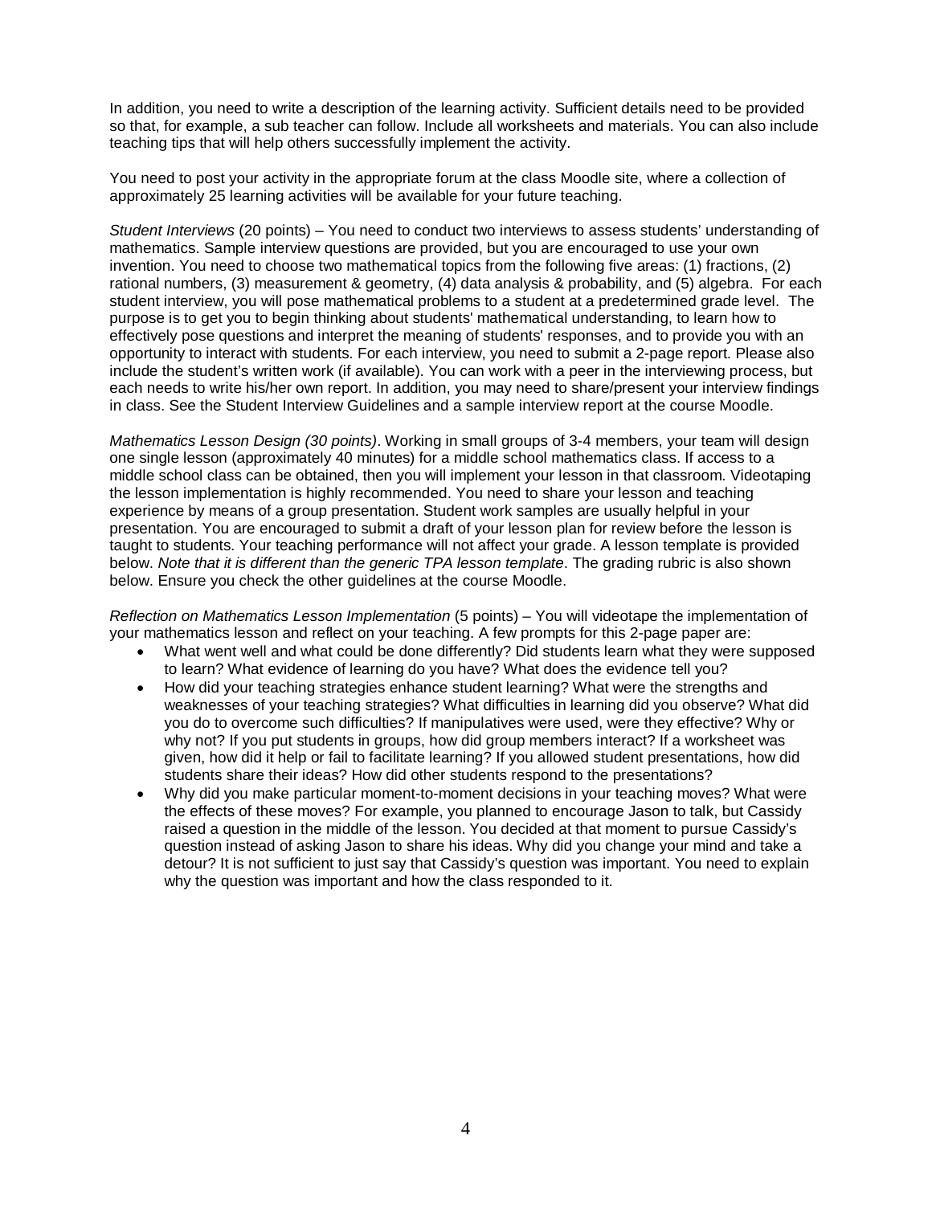In addition, you need to write a description of the learning activity. Sufficient details need to be provided so that, for example, a sub teacher can follow. Include all worksheets and materials. You can also include teaching tips that will help others successfully implement the activity.

You need to post your activity in the appropriate forum at the class Moodle site, where a collection of approximately 25 learning activities will be available for your future teaching.

*Student Interviews* (20 points) – You need to conduct two interviews to assess students' understanding of mathematics. Sample interview questions are provided, but you are encouraged to use your own invention. You need to choose two mathematical topics from the following five areas: (1) fractions, (2) rational numbers, (3) measurement & geometry, (4) data analysis & probability, and (5) algebra. For each student interview, you will pose mathematical problems to a student at a predetermined grade level. The purpose is to get you to begin thinking about students' mathematical understanding, to learn how to effectively pose questions and interpret the meaning of students' responses, and to provide you with an opportunity to interact with students. For each interview, you need to submit a 2-page report. Please also include the student's written work (if available). You can work with a peer in the interviewing process, but each needs to write his/her own report. In addition, you may need to share/present your interview findings in class. See the Student Interview Guidelines and a sample interview report at the course Moodle.

*Mathematics Lesson Design (30 points)*. Working in small groups of 3-4 members, your team will design one single lesson (approximately 40 minutes) for a middle school mathematics class. If access to a middle school class can be obtained, then you will implement your lesson in that classroom. Videotaping the lesson implementation is highly recommended. You need to share your lesson and teaching experience by means of a group presentation. Student work samples are usually helpful in your presentation. You are encouraged to submit a draft of your lesson plan for review before the lesson is taught to students. Your teaching performance will not affect your grade. A lesson template is provided below. *Note that it is different than the generic TPA lesson template*. The grading rubric is also shown below. Ensure you check the other guidelines at the course Moodle.

*Reflection on Mathematics Lesson Implementation* (5 points) – You will videotape the implementation of your mathematics lesson and reflect on your teaching. A few prompts for this 2-page paper are:

- What went well and what could be done differently? Did students learn what they were supposed to learn? What evidence of learning do you have? What does the evidence tell you?
- How did your teaching strategies enhance student learning? What were the strengths and weaknesses of your teaching strategies? What difficulties in learning did you observe? What did you do to overcome such difficulties? If manipulatives were used, were they effective? Why or why not? If you put students in groups, how did group members interact? If a worksheet was given, how did it help or fail to facilitate learning? If you allowed student presentations, how did students share their ideas? How did other students respond to the presentations?
- Why did you make particular moment-to-moment decisions in your teaching moves? What were the effects of these moves? For example, you planned to encourage Jason to talk, but Cassidy raised a question in the middle of the lesson. You decided at that moment to pursue Cassidy's question instead of asking Jason to share his ideas. Why did you change your mind and take a detour? It is not sufficient to just say that Cassidy's question was important. You need to explain why the question was important and how the class responded to it.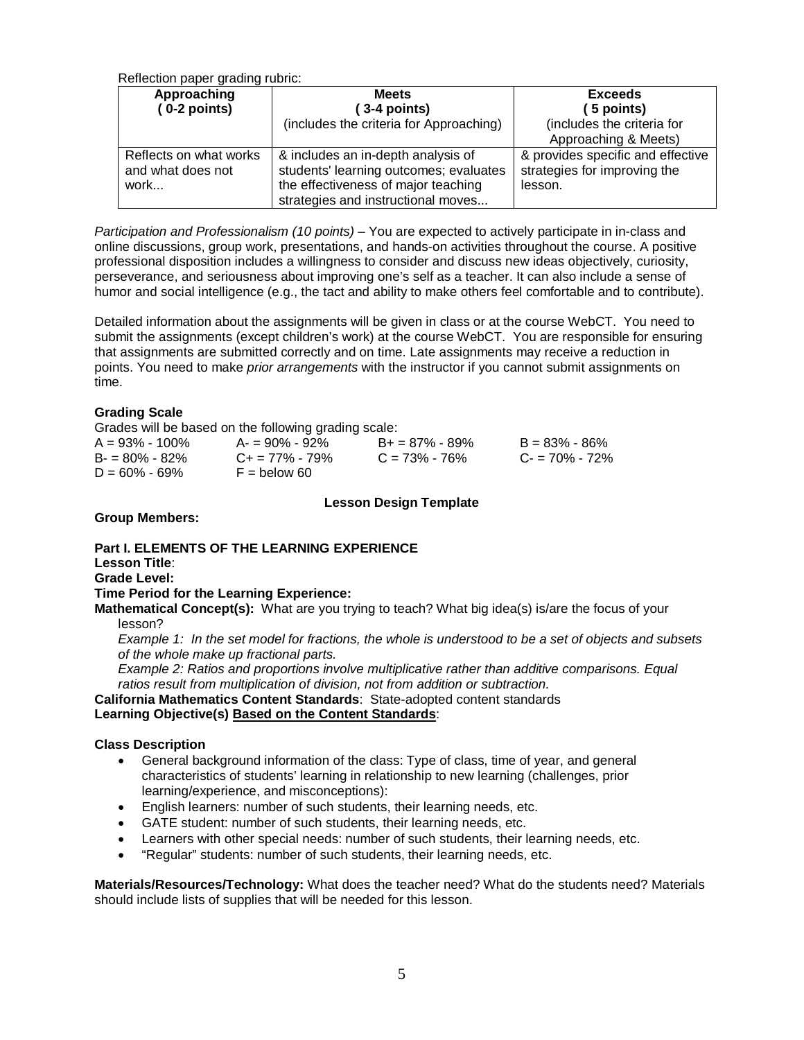Reflection paper grading rubric:

| Approaching ( 0-2 points) | Meets ( 3-4 points) (includes the criteria for Approaching) | Exceeds ( 5 points) (includes the criteria for Approaching & Meets) |
|---|---|---|
| Reflects on what works and what does not work... | & includes an in-depth analysis of students' learning outcomes; evaluates the effectiveness of major teaching strategies and instructional moves... | & provides specific and effective strategies for improving the lesson. |

*Participation and Professionalism (10 points)* – You are expected to actively participate in in-class and online discussions, group work, presentations, and hands-on activities throughout the course. A positive professional disposition includes a willingness to consider and discuss new ideas objectively, curiosity, perseverance, and seriousness about improving one's self as a teacher. It can also include a sense of humor and social intelligence (e.g., the tact and ability to make others feel comfortable and to contribute).

Detailed information about the assignments will be given in class or at the course WebCT. You need to submit the assignments (except children's work) at the course WebCT. You are responsible for ensuring that assignments are submitted correctly and on time. Late assignments may receive a reduction in points. You need to make *prior arrangements* with the instructor if you cannot submit assignments on time.

**Grading Scale**

Grades will be based on the following grading scale:

| | | | |
|---|---|---|---|
| A = 93% - 100% | A- = 90% - 92% | B+ = 87% - 89% | B = 83% - 86% |
| B- = 80% - 82% | C+ = 77% - 79% | C = 73% - 76% | C- = 70% - 72% |
| D = 60% - 69% | F = below 60 | | |

**Lesson Design Template**

**Group Members:**

**Part I. ELEMENTS OF THE LEARNING EXPERIENCE**

**Lesson Title**:

**Grade Level:**

**Time Period for the Learning Experience:**

**Mathematical Concept(s):** What are you trying to teach? What big idea(s) is/are the focus of your lesson?

*Example 1: In the set model for fractions, the whole is understood to be a set of objects and subsets of the whole make up fractional parts.*

*Example 2: Ratios and proportions involve multiplicative rather than additive comparisons. Equal ratios result from multiplication of division, not from addition or subtraction.*

**California Mathematics Content Standards**: State-adopted content standards

**Learning Objective(s) Based on the Content Standards**:

**Class Description**

- General background information of the class: Type of class, time of year, and general characteristics of students' learning in relationship to new learning (challenges, prior learning/experience, and misconceptions):
- English learners: number of such students, their learning needs, etc.
- GATE student: number of such students, their learning needs, etc.
- Learners with other special needs: number of such students, their learning needs, etc.
- "Regular" students: number of such students, their learning needs, etc.

**Materials/Resources/Technology:** What does the teacher need? What do the students need? Materials should include lists of supplies that will be needed for this lesson.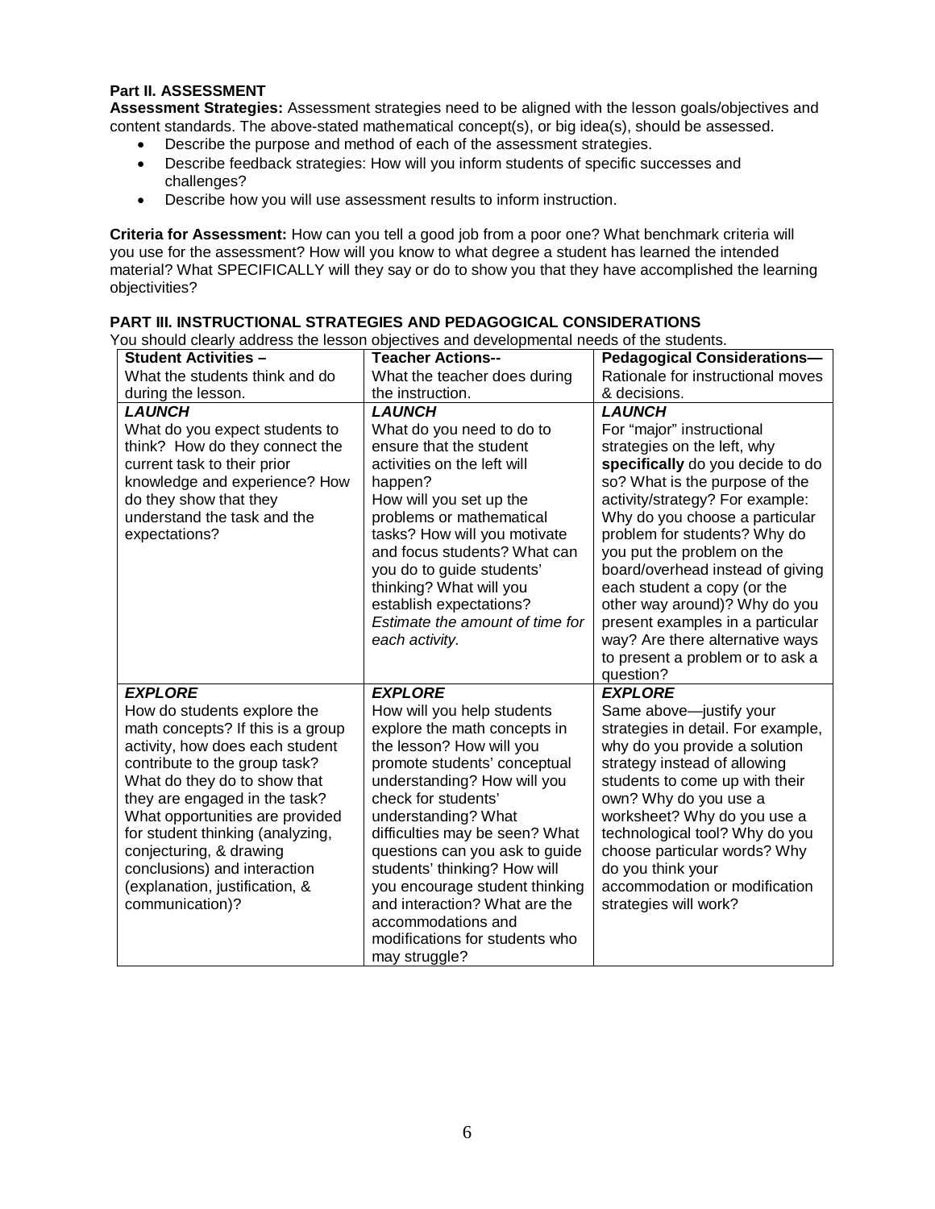**Part II. ASSESSMENT**

**Assessment Strategies:** Assessment strategies need to be aligned with the lesson goals/objectives and content standards. The above-stated mathematical concept(s), or big idea(s), should be assessed.

- Describe the purpose and method of each of the assessment strategies.
- Describe feedback strategies: How will you inform students of specific successes and challenges?
- Describe how you will use assessment results to inform instruction.

**Criteria for Assessment:** How can you tell a good job from a poor one? What benchmark criteria will you use for the assessment? How will you know to what degree a student has learned the intended material? What SPECIFICALLY will they say or do to show you that they have accomplished the learning objectivities?

**PART III. INSTRUCTIONAL STRATEGIES AND PEDAGOGICAL CONSIDERATIONS**

You should clearly address the lesson objectives and developmental needs of the students.

| **Student Activities –** What the students think and do during the lesson. | **Teacher Actions--** What the teacher does during the instruction. | **Pedagogical Considerations—** Rationale for instructional moves & decisions. |
|---|---|---|
| ***LAUNCH*** What do you expect students to think? How do they connect the current task to their prior knowledge and experience? How do they show that they understand the task and the expectations? | ***LAUNCH*** What do you need to do to ensure that the student activities on the left will happen? How will you set up the problems or mathematical tasks? How will you motivate and focus students? What can you do to guide students' thinking? What will you establish expectations? *Estimate the amount of time for each activity.* | ***LAUNCH*** For "major" instructional strategies on the left, why **specifically** do you decide to do so? What is the purpose of the activity/strategy? For example: Why do you choose a particular problem for students? Why do you put the problem on the board/overhead instead of giving each student a copy (or the other way around)? Why do you present examples in a particular way? Are there alternative ways to present a problem or to ask a question? |
| ***EXPLORE*** How do students explore the math concepts? If this is a group activity, how does each student contribute to the group task? What do they do to show that they are engaged in the task? What opportunities are provided for student thinking (analyzing, conjecturing, & drawing conclusions) and interaction (explanation, justification, & communication)? | ***EXPLORE*** How will you help students explore the math concepts in the lesson? How will you promote students' conceptual understanding? How will you check for students' understanding? What difficulties may be seen? What questions can you ask to guide students' thinking? How will you encourage student thinking and interaction? What are the accommodations and modifications for students who may struggle? | ***EXPLORE*** Same above—justify your strategies in detail. For example, why do you provide a solution strategy instead of allowing students to come up with their own? Why do you use a worksheet? Why do you use a technological tool? Why do you choose particular words? Why do you think your accommodation or modification strategies will work? |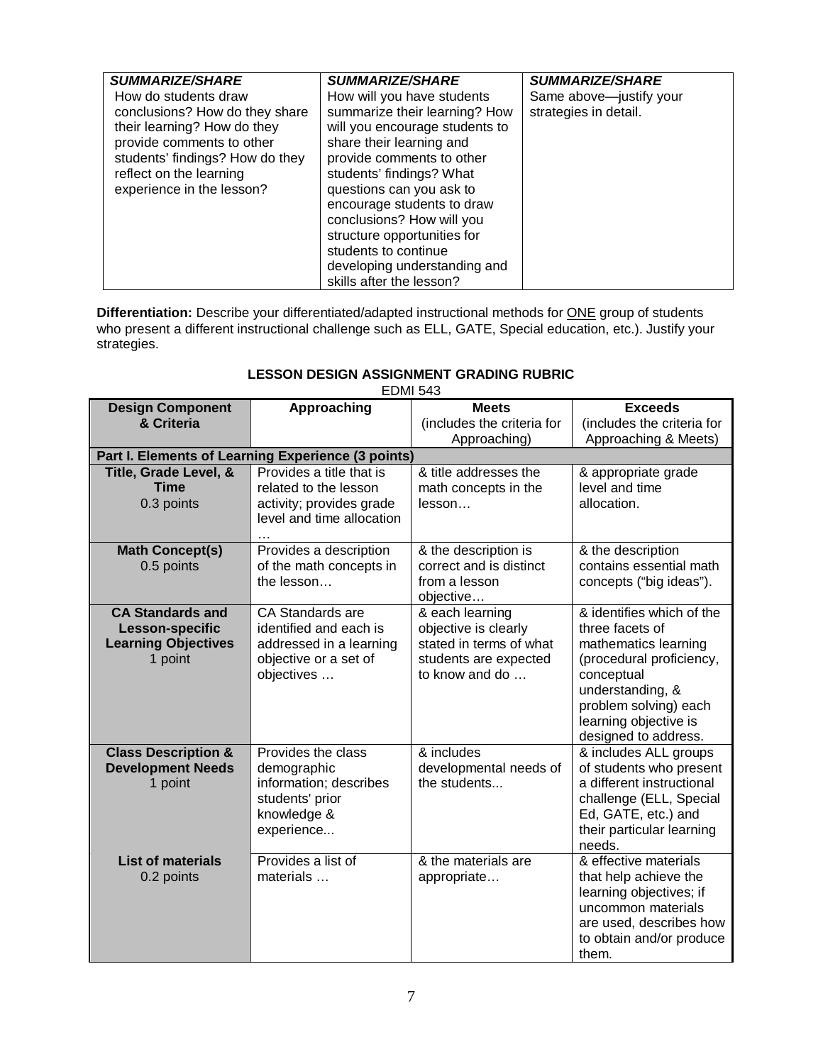| ***SUMMARIZE/SHARE*** | ***SUMMARIZE/SHARE*** | ***SUMMARIZE/SHARE*** |
|---|---|---|
| How do students draw conclusions? How do they share their learning? How do they provide comments to other students' findings? How do they reflect on the learning experience in the lesson? | How will you have students summarize their learning? How will you encourage students to share their learning and provide comments to other students' findings? What questions can you ask to encourage students to draw conclusions? How will you structure opportunities for students to continue developing understanding and skills after the lesson? | Same above—justify your strategies in detail. |

**Differentiation:** Describe your differentiated/adapted instructional methods for ONE group of students who present a different instructional challenge such as ELL, GATE, Special education, etc.). Justify your strategies.

**LESSON DESIGN ASSIGNMENT GRADING RUBRIC**

EDMI 543

| Design Component & Criteria | Approaching | Meets (includes the criteria for Approaching) | Exceeds (includes the criteria for Approaching & Meets) |
|---|---|---|---|
| **Part I. Elements of Learning Experience (3 points)** | | | |
| **Title, Grade Level, & Time** 0.3 points | Provides a title that is related to the lesson activity; provides grade level and time allocation … | & title addresses the math concepts in the lesson… | & appropriate grade level and time allocation. |
| **Math Concept(s)** 0.5 points | Provides a description of the math concepts in the lesson… | & the description is correct and is distinct from a lesson objective… | & the description contains essential math concepts ("big ideas"). |
| **CA Standards and Lesson-specific Learning Objectives** 1 point | CA Standards are identified and each is addressed in a learning objective or a set of objectives … | & each learning objective is clearly stated in terms of what students are expected to know and do … | & identifies which of the three facets of mathematics learning (procedural proficiency, conceptual understanding, & problem solving) each learning objective is designed to address. |
| **Class Description & Development Needs** 1 point | Provides the class demographic information; describes students' prior knowledge & experience... | & includes developmental needs of the students... | & includes ALL groups of students who present a different instructional challenge (ELL, Special Ed, GATE, etc.) and their particular learning needs. |
| **List of materials** 0.2 points | Provides a list of materials … | & the materials are appropriate… | & effective materials that help achieve the learning objectives; if uncommon materials are used, describes how to obtain and/or produce them. |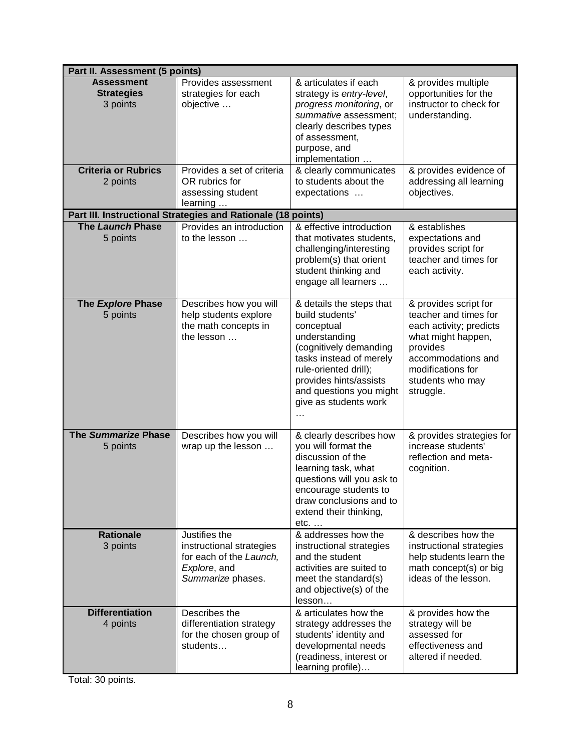| **Part II. Assessment (5 points)** | | | |
|---|---|---|---|
| **Assessment Strategies** 3 points | Provides assessment strategies for each objective … | & articulates if each strategy is *entry-level*, *progress monitoring*, or *summative* assessment; clearly describes types of assessment, purpose, and implementation … | & provides multiple opportunities for the instructor to check for understanding. |
| **Criteria or Rubrics** 2 points | Provides a set of criteria OR rubrics for assessing student learning … | & clearly communicates to students about the expectations … | & provides evidence of addressing all learning objectives. |
| **Part III. Instructional Strategies and Rationale (18 points)** | | | |
| **The *Launch* Phase** 5 points | Provides an introduction to the lesson … | & effective introduction that motivates students, challenging/interesting problem(s) that orient student thinking and engage all learners … | & establishes expectations and provides script for teacher and times for each activity. |
| **The *Explore* Phase** 5 points | Describes how you will help students explore the math concepts in the lesson … | & details the steps that build students' conceptual understanding (cognitively demanding tasks instead of merely rule-oriented drill); provides hints/assists and questions you might give as students work … | & provides script for teacher and times for each activity; predicts what might happen, provides accommodations and modifications for students who may struggle. |
| **The *Summarize* Phase** 5 points | Describes how you will wrap up the lesson … | & clearly describes how you will format the discussion of the learning task, what questions will you ask to encourage students to draw conclusions and to extend their thinking, etc. … | & provides strategies for increase students' reflection and meta-cognition. |
| **Rationale** 3 points | Justifies the instructional strategies for each of the *Launch, Explore*, and *Summarize* phases. | & addresses how the instructional strategies and the student activities are suited to meet the standard(s) and objective(s) of the lesson… | & describes how the instructional strategies help students learn the math concept(s) or big ideas of the lesson. |
| **Differentiation** 4 points | Describes the differentiation strategy for the chosen group of students… | & articulates how the strategy addresses the students' identity and developmental needs (readiness, interest or learning profile)… | & provides how the strategy will be assessed for effectiveness and altered if needed. |

Total: 30 points.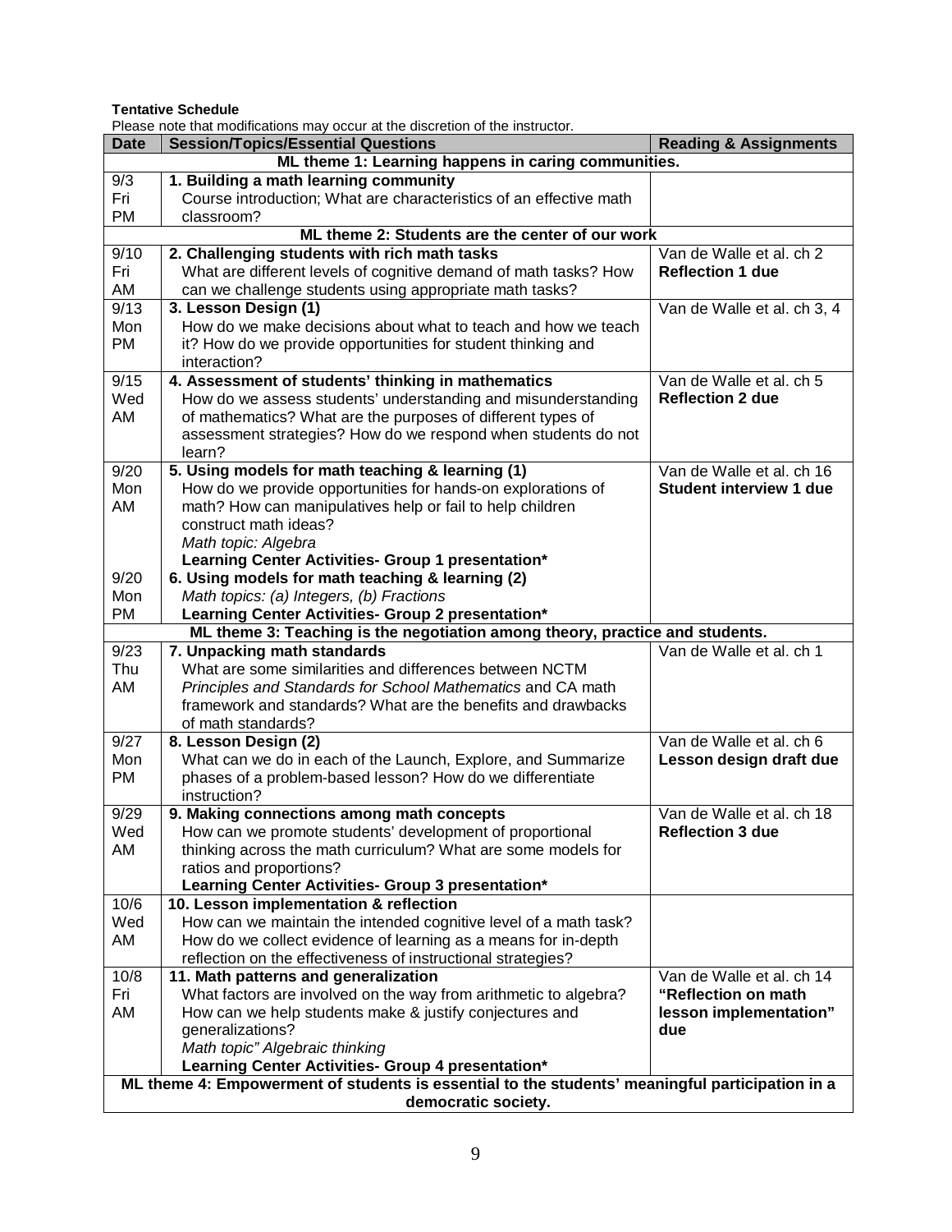**Tentative Schedule**

Please note that modifications may occur at the discretion of the instructor.

| Date | Session/Topics/Essential Questions | Reading & Assignments |
|---|---|---|
| **ML theme 1: Learning happens in caring communities.** | | |
| 9/3 Fri PM | **1. Building a math learning community** Course introduction; What are characteristics of an effective math classroom? | |
| **ML theme 2: Students are the center of our work** | | |
| 9/10 Fri AM | **2. Challenging students with rich math tasks** What are different levels of cognitive demand of math tasks? How can we challenge students using appropriate math tasks? | Van de Walle et al. ch 2 **Reflection 1 due** |
| 9/13 Mon PM | **3. Lesson Design (1)** How do we make decisions about what to teach and how we teach it? How do we provide opportunities for student thinking and interaction? | Van de Walle et al. ch 3, 4 |
| 9/15 Wed AM | **4. Assessment of students' thinking in mathematics** How do we assess students' understanding and misunderstanding of mathematics? What are the purposes of different types of assessment strategies? How do we respond when students do not learn? | Van de Walle et al. ch 5 **Reflection 2 due** |
| 9/20 Mon AM | **5. Using models for math teaching & learning (1)** How do we provide opportunities for hands-on explorations of math? How can manipulatives help or fail to help children construct math ideas? *Math topic: Algebra* **Learning Center Activities- Group 1 presentation\*** | Van de Walle et al. ch 16 **Student interview 1 due** |
| 9/20 Mon PM | **6. Using models for math teaching & learning (2)** *Math topics: (a) Integers, (b) Fractions* **Learning Center Activities- Group 2 presentation\*** | |
| **ML theme 3: Teaching is the negotiation among theory, practice and students.** | | |
| 9/23 Thu AM | **7. Unpacking math standards** What are some similarities and differences between NCTM *Principles and Standards for School Mathematics* and CA math framework and standards? What are the benefits and drawbacks of math standards? | Van de Walle et al. ch 1 |
| 9/27 Mon PM | **8. Lesson Design (2)** What can we do in each of the Launch, Explore, and Summarize phases of a problem-based lesson? How do we differentiate instruction? | Van de Walle et al. ch 6 **Lesson design draft due** |
| 9/29 Wed AM | **9. Making connections among math concepts** How can we promote students' development of proportional thinking across the math curriculum? What are some models for ratios and proportions? **Learning Center Activities- Group 3 presentation\*** | Van de Walle et al. ch 18 **Reflection 3 due** |
| 10/6 Wed AM | **10. Lesson implementation & reflection** How can we maintain the intended cognitive level of a math task? How do we collect evidence of learning as a means for in-depth reflection on the effectiveness of instructional strategies? | |
| 10/8 Fri AM | **11. Math patterns and generalization** What factors are involved on the way from arithmetic to algebra? How can we help students make & justify conjectures and generalizations? *Math topic" Algebraic thinking* **Learning Center Activities- Group 4 presentation\*** | Van de Walle et al. ch 14 **"Reflection on math lesson implementation" due** |
| **ML theme 4: Empowerment of students is essential to the students' meaningful participation in a democratic society.** | | |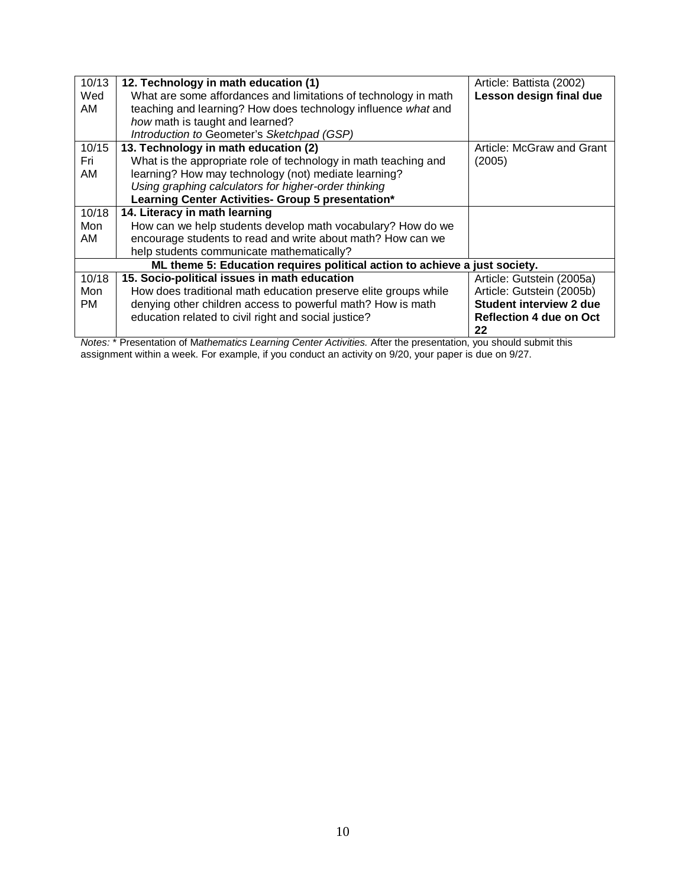| | | |
|---|---|---|
| 10/13 Wed AM | **12. Technology in math education (1)**<br>What are some affordances and limitations of technology in math teaching and learning? How does technology influence *what* and *how* math is taught and learned?<br>*Introduction to* Geometer's *Sketchpad (GSP)* | Article: Battista (2002)<br>**Lesson design final due** |
| 10/15 Fri AM | **13. Technology in math education (2)**<br>What is the appropriate role of technology in math teaching and learning? How may technology (not) mediate learning?<br>*Using graphing calculators for higher-order thinking*<br>**Learning Center Activities- Group 5 presentation*** | Article: McGraw and Grant (2005) |
| 10/18 Mon AM | **14. Literacy in math learning**<br>How can we help students develop math vocabulary? How do we encourage students to read and write about math? How can we help students communicate mathematically? | |
| **ML theme 5: Education requires political action to achieve a just society.** | | |
| 10/18 Mon PM | **15. Socio-political issues in math education**<br>How does traditional math education preserve elite groups while denying other children access to powerful math? How is math education related to civil right and social justice? | Article: Gutstein (2005a)<br>Article: Gutstein (2005b)<br>**Student interview 2 due**<br>**Reflection 4 due on Oct 22** |

*Notes:* * Presentation of M*athematics Learning Center Activities.* After the presentation, you should submit this assignment within a week. For example, if you conduct an activity on 9/20, your paper is due on 9/27.